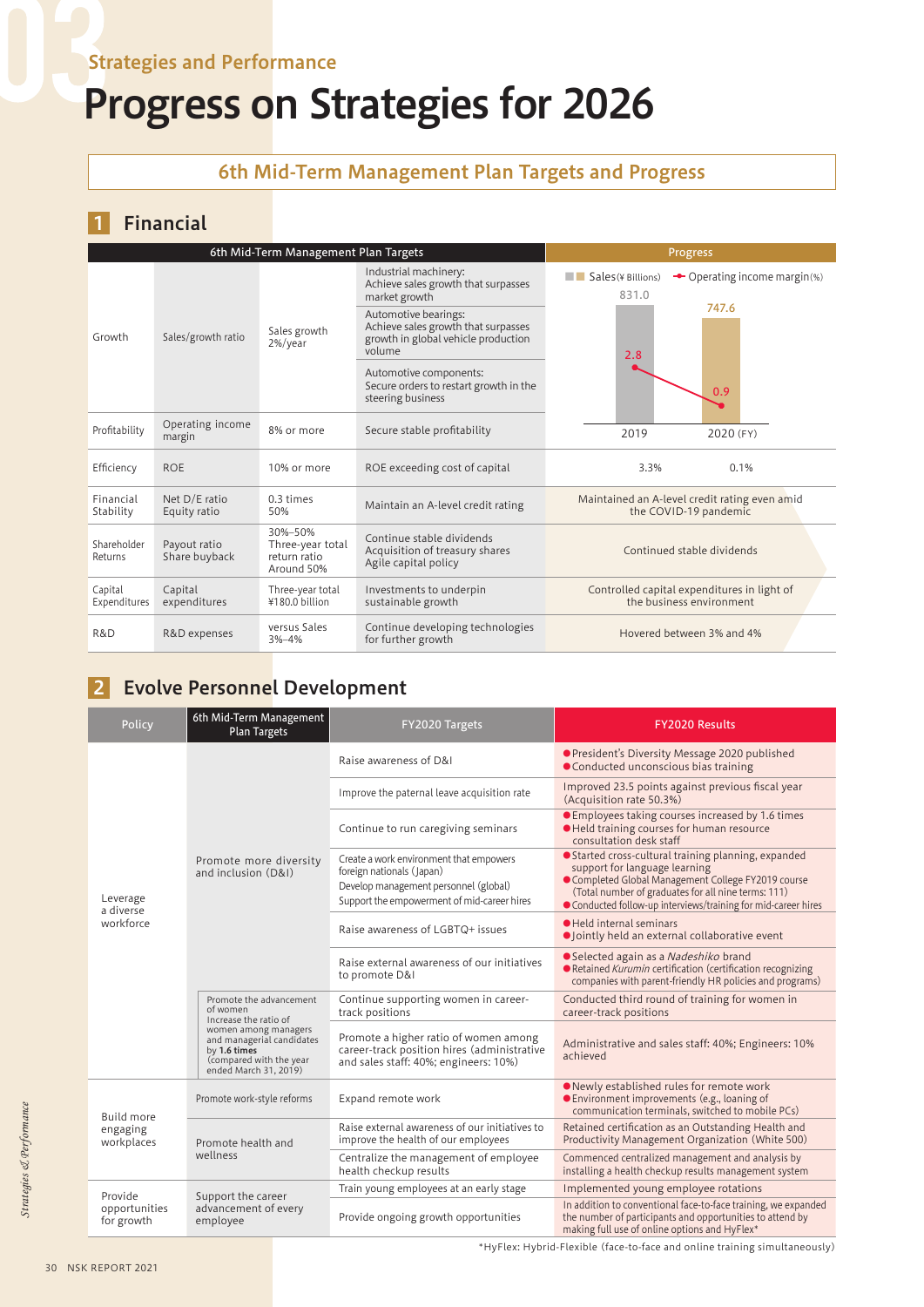## Strategies and Performance

# Progress on Strategies for 2026

## 6th Mid-Term Management Plan Targets and Progress

### 1 Financial

| 6th Mid-Term Management Plan Targets | | | | Progress |
|---|---|---|---|---|
| Growth | Sales/growth ratio | Sales growth 2%/year | Industrial machinery: Achieve sales growth that surpasses market growth<br>Automotive bearings: Achieve sales growth that surpasses growth in global vehicle production volume<br>Automotive components: Secure orders to restart growth in the steering business | Sales (¥ Billions): 2019: 831.0; 2020 (FY): 747.6<br>Operating income margin (%): 2019: 2.8; 2020 (FY): 0.9 |
| Profitability | Operating income margin | 8% or more | Secure stable profitability | |
| Efficiency | ROE | 10% or more | ROE exceeding cost of capital | 2019: 3.3%; 2020 (FY): 0.1% |
| Financial Stability | Net D/E ratio<br>Equity ratio | 0.3 times<br>50% | Maintain an A-level credit rating | Maintained an A-level credit rating even amid the COVID-19 pandemic |
| Shareholder Returns | Payout ratio<br>Share buyback | 30%–50%<br>Three-year total return ratio Around 50% | Continue stable dividends<br>Acquisition of treasury shares<br>Agile capital policy | Continued stable dividends |
| Capital Expenditures | Capital expenditures | Three-year total ¥180.0 billion | Investments to underpin sustainable growth | Controlled capital expenditures in light of the business environment |
| R&D | R&D expenses | versus Sales 3%–4% | Continue developing technologies for further growth | Hovered between 3% and 4% |

### 2 Evolve Personnel Development

| Policy | 6th Mid-Term Management Plan Targets | FY2020 Targets | FY2020 Results |
|---|---|---|---|
| Leverage a diverse workforce | Promote more diversity and inclusion (D&I) | Raise awareness of D&I | ● President's Diversity Message 2020 published<br>● Conducted unconscious bias training |
| | | Improve the paternal leave acquisition rate | Improved 23.5 points against previous fiscal year (Acquisition rate 50.3%) |
| | | Continue to run caregiving seminars | ● Employees taking courses increased by 1.6 times<br>● Held training courses for human resource consultation desk staff |
| | | Create a work environment that empowers foreign nationals (Japan)<br>Develop management personnel (global)<br>Support the empowerment of mid-career hires | ● Started cross-cultural training planning, expanded support for language learning<br>● Completed Global Management College FY2019 course (Total number of graduates for all nine terms: 111)<br>● Conducted follow-up interviews/training for mid-career hires |
| | | Raise awareness of LGBTQ+ issues | ● Held internal seminars<br>● Jointly held an external collaborative event |
| | | Raise external awareness of our initiatives to promote D&I | ● Selected again as a *Nadeshiko* brand<br>● Retained *Kurumin* certification (certification recognizing companies with parent-friendly HR policies and programs) |
| | Promote the advancement of women<br>Increase the ratio of women among managers and managerial candidates by **1.6 times** (compared with the year ended March 31, 2019) | Continue supporting women in career-track positions | Conducted third round of training for women in career-track positions |
| | | Promote a higher ratio of women among career-track position hires (administrative and sales staff: 40%; engineers: 10%) | Administrative and sales staff: 40%; Engineers: 10% achieved |
| Build more engaging workplaces | Promote work-style reforms | Expand remote work | ● Newly established rules for remote work<br>● Environment improvements (e.g., loaning of communication terminals, switched to mobile PCs) |
| | Promote health and wellness | Raise external awareness of our initiatives to improve the health of our employees | Retained certification as an Outstanding Health and Productivity Management Organization (White 500) |
| | | Centralize the management of employee health checkup results | Commenced centralized management and analysis by installing a health checkup results management system |
| Provide opportunities for growth | Support the career advancement of every employee | Train young employees at an early stage | Implemented young employee rotations |
| | | Provide ongoing growth opportunities | In addition to conventional face-to-face training, we expanded the number of participants and opportunities to attend by making full use of online options and HyFlex* |

*HyFlex: Hybrid-Flexible (face-to-face and online training simultaneously)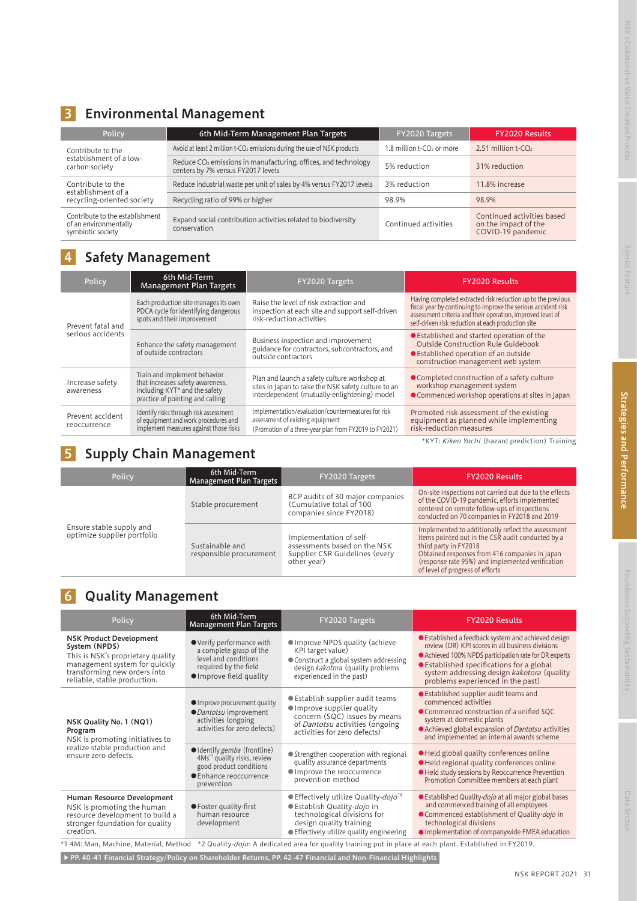## 3 Environmental Management

| Policy | 6th Mid-Term Management Plan Targets | FY2020 Targets | FY2020 Results |
|---|---|---|---|
| Contribute to the establishment of a low-carbon society | Avoid at least 2 million t-$CO_2$ emissions during the use of NSK products | 1.8 million t-$CO_2$ or more | 2.51 million t-$CO_2$ |
| | Reduce $CO_2$ emissions in manufacturing, offices, and technology centers by 7% versus FY2017 levels | 5% reduction | 31% reduction |
| Contribute to the establishment of a recycling-oriented society | Reduce industrial waste per unit of sales by 4% versus FY2017 levels | 3% reduction | 11.8% increase |
| | Recycling ratio of 99% or higher | 98.9% | 98.9% |
| Contribute to the establishment of an environmentally symbiotic society | Expand social contribution activities related to biodiversity conservation | Continued activities | Continued activities based on the impact of the COVID-19 pandemic |

## 4 Safety Management

| Policy | 6th Mid-Term Management Plan Targets | FY2020 Targets | FY2020 Results |
|---|---|---|---|
| Prevent fatal and serious accidents | Each production site manages its own PDCA cycle for identifying dangerous spots and their improvement | Raise the level of risk extraction and inspection at each site and support self-driven risk-reduction activities | Having completed extracted risk reduction up to the previous fiscal year by continuing to improve the serious accident risk assessment criteria and their operation, improved level of self-driven risk reduction at each production site |
| | Enhance the safety management of outside contractors | Business inspection and improvement guidance for contractors, subcontractors, and outside contractors | ● Established and started operation of the Outside Construction Rule Guidebook<br>● Established operation of an outside construction management web system |
| Increase safety awareness | Train and implement behavior that increases safety awareness, including KYT* and the safety practice of pointing and calling | Plan and launch a safety culture workshop at sites in Japan to raise the NSK safety culture to an interdependent (mutually-enlightening) model | ● Completed construction of a safety culture workshop management system<br>● Commenced workshop operations at sites in Japan |
| Prevent accident reoccurrence | Identify risks through risk assessment of equipment and work procedures and implement measures against those risks | Implementation/evaluation/countermeasures for risk assessment of existing equipment (Promotion of a three-year plan from FY2019 to FY2021) | Promoted risk assessment of the existing equipment as planned while implementing risk-reduction measures |

*KYT: *Kiken Yochi* (hazard prediction) Training

## 5 Supply Chain Management

| Policy | 6th Mid-Term Management Plan Targets | FY2020 Targets | FY2020 Results |
|---|---|---|---|
| Ensure stable supply and optimize supplier portfolio | Stable procurement | BCP audits of 30 major companies (Cumulative total of 100 companies since FY2018) | On-site inspections not carried out due to the effects of the COVID-19 pandemic, efforts implemented centered on remote follow-ups of inspections conducted on 70 companies in FY2018 and 2019 |
| | Sustainable and responsible procurement | Implementation of self-assessments based on the NSK Supplier CSR Guidelines (every other year) | Implemented to additionally reflect the assessment items pointed out in the CSR audit conducted by a third party in FY2018<br>Obtained responses from 416 companies in Japan (response rate 95%) and implemented verification of level of progress of efforts |

## 6 Quality Management

| Policy | 6th Mid-Term Management Plan Targets | FY2020 Targets | FY2020 Results |
|---|---|---|---|
| **NSK Product Development System (NPDS)**<br>This is NSK's proprietary quality management system for quickly transforming new orders into reliable, stable production. | ● Verify performance with a complete grasp of the level and conditions required by the field<br>● Improve field quality | ● Improve NPDS quality (achieve KPI target value)<br>● Construct a global system addressing design *kakotora* (quality problems experienced in the past) | ● Established a feedback system and achieved design review (DR) KPI scores in all business divisions<br>● Achieved 100% NPDS participation rate for DR experts<br>● Established specifications for a global system addressing design *kakotora* (quality problems experienced in the past) |
| **NSK Quality No. 1 (NQ1) Program**<br>NSK is promoting initiatives to realize stable production and ensure zero defects. | ● Improve procurement quality<br>● *Dantotsu* improvement activities (ongoing activities for zero defects) | ● Establish supplier audit teams<br>● Improve supplier quality concern (SQC) issues by means of *Dantotsu* activities (ongoing activities for zero defects) | ● Established supplier audit teams and commenced activities<br>● Commenced construction of a unified SQC system at domestic plants<br>● Achieved global expansion of *Dantotsu* activities and implemented an internal awards scheme |
| | ● Identify *gemba* (frontline) 4Ms[*1] quality risks, review good product conditions<br>● Enhance reoccurrence prevention | ● Strengthen cooperation with regional quality assurance departments<br>● Improve the reoccurrence prevention method | ● Held global quality conferences online<br>● Held regional quality conferences online<br>● Held study sessions by Reoccurrence Prevention Promotion Committee members at each plant |
| **Human Resource Development**<br>NSK is promoting the human resource development to build a stronger foundation for quality creation. | ● Foster quality-first human resource development | ● Effectively utilize Quality-*dojo*[*2]<br>● Establish Quality-*dojo* in technological divisions for design quality training<br>● Effectively utilize quality engineering | ● Established Quality-*dojo* at all major global bases and commenced training of all employees<br>● Commenced establishment of Quality-*dojo* in technological divisions<br>● Implementation of companywide FMEA education |

*1 4M: Man, Machine, Material, Method *2 Quality-*dojo*: A dedicated area for quality training put in place at each plant. Established in FY2019.

▶ PP. 40–41 Financial Strategy/Policy on Shareholder Returns, PP. 42–47 Financial and Non-Financial Highlights